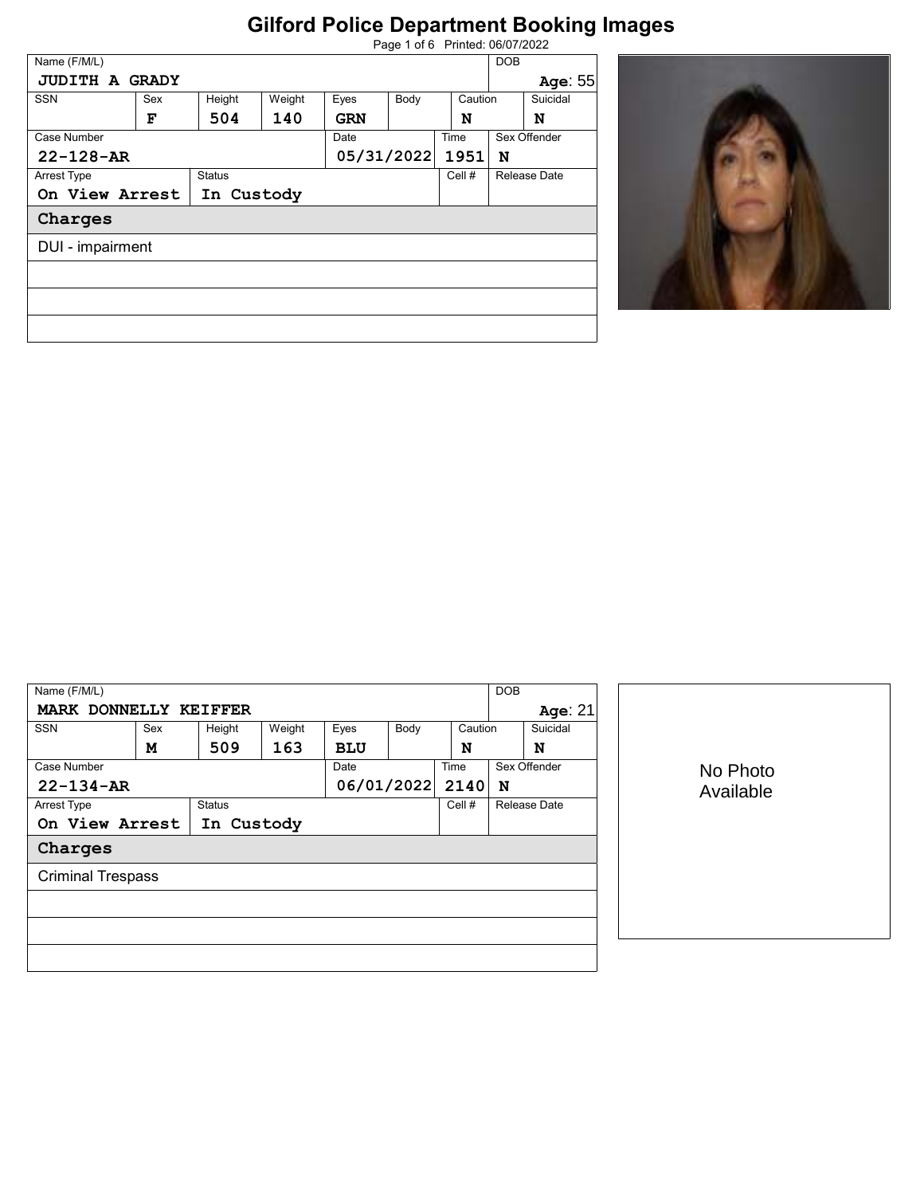# Gilford Police Department Booking Images

Printed: 06/07/2022

| Name (F/M/L) | | | | | | | DOB | |
|---|---|---|---|---|---|---|---|---|
| JUDITH A GRADY | | | | | | | | Age: 55 |
| SSN | Sex | Height | Weight | Eyes | Body | Caution | | Suicidal |
| | F | 504 | 140 | GRN | | N | | N |
| Case Number | | | | Date | | Time | Sex Offender | |
| 22-128-AR | | | | 05/31/2022 | | 1951 | N | |
| Arrest Type | | Status | | | | Cell # | Release Date | |
| On View Arrest | | In Custody | | | | | | |
| **Charges** | | | | | | | | |
| DUI - impairment | | | | | | | | |

| Name (F/M/L) | | | | | | | DOB | |
|---|---|---|---|---|---|---|---|---|
| MARK DONNELLY KEIFFER | | | | | | | | Age: 21 |
| SSN | Sex | Height | Weight | Eyes | Body | Caution | | Suicidal |
| | M | 509 | 163 | BLU | | N | | N |
| Case Number | | | | Date | | Time | Sex Offender | |
| 22-134-AR | | | | 06/01/2022 | | 2140 | N | |
| Arrest Type | | Status | | | | Cell # | Release Date | |
| On View Arrest | | In Custody | | | | | | |
| **Charges** | | | | | | | | |
| Criminal Trespass | | | | | | | | |

No Photo Available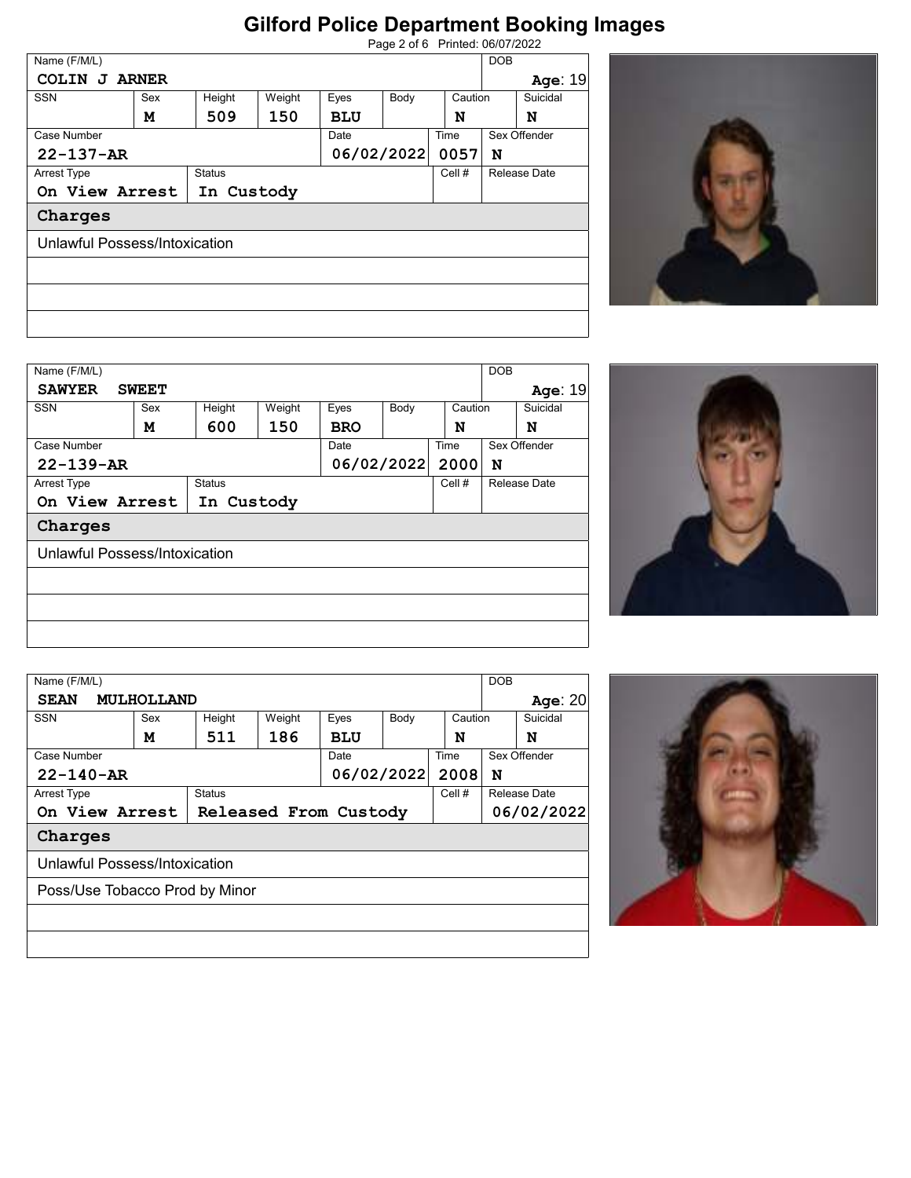# Gilford Police Department Booking Images

| Name (F/M/L) | | | | | | | DOB |
|---|---|---|---|---|---|---|---|
| COLIN J ARNER | | | | | | | Age: 19 |
| SSN | Sex | Height | Weight | Eyes | Body | Caution | Suicidal |
| | M | 509 | 150 | BLU | | N | N |
| Case Number | | | | Date | | Time | Sex Offender |
| 22-137-AR | | | | 06/02/2022 | | 0057 | N |
| Arrest Type | | Status | | | | Cell # | Release Date |
| On View Arrest | | In Custody | | | | | |

**Charges**

Unlawful Possess/Intoxication

| Name (F/M/L) | | | | | | | DOB |
|---|---|---|---|---|---|---|---|
| SAWYER SWEET | | | | | | | Age: 19 |
| SSN | Sex | Height | Weight | Eyes | Body | Caution | Suicidal |
| | M | 600 | 150 | BRO | | N | N |
| Case Number | | | | Date | | Time | Sex Offender |
| 22-139-AR | | | | 06/02/2022 | | 2000 | N |
| Arrest Type | | Status | | | | Cell # | Release Date |
| On View Arrest | | In Custody | | | | | |

**Charges**

Unlawful Possess/Intoxication

| Name (F/M/L) | | | | | | | DOB |
|---|---|---|---|---|---|---|---|
| SEAN MULHOLLAND | | | | | | | Age: 20 |
| SSN | Sex | Height | Weight | Eyes | Body | Caution | Suicidal |
| | M | 511 | 186 | BLU | | N | N |
| Case Number | | | | Date | | Time | Sex Offender |
| 22-140-AR | | | | 06/02/2022 | | 2008 | N |
| Arrest Type | | Status | | | | Cell # | Release Date |
| On View Arrest | | Released From Custody | | | | | 06/02/2022 |

**Charges**

Unlawful Possess/Intoxication

Poss/Use Tobacco Prod by Minor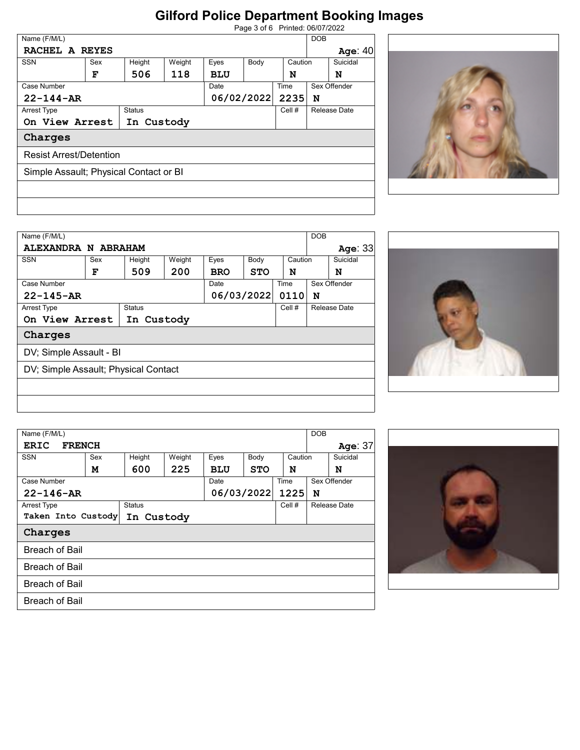# Gilford Police Department Booking Images

Printed: 06/07/2022

| Name (F/M/L) | | | | | | | DOB | |
|---|---|---|---|---|---|---|---|---|
| RACHEL A REYES | | | | | | | | Age: 40 |
| SSN | Sex | Height | Weight | Eyes | Body | Caution | | Suicidal |
| | F | 506 | 118 | BLU | | N | | N |
| Case Number | | | | Date | | Time | Sex Offender | |
| 22-144-AR | | | | 06/02/2022 | | 2235 | N | |
| Arrest Type | | Status | | | | Cell # | Release Date | |
| On View Arrest | | In Custody | | | | | | |

**Charges**

- Resist Arrest/Detention
- Simple Assault; Physical Contact or BI

| Name (F/M/L) | | | | | | | DOB | |
|---|---|---|---|---|---|---|---|---|
| ALEXANDRA N ABRAHAM | | | | | | | | Age: 33 |
| SSN | Sex | Height | Weight | Eyes | Body | Caution | | Suicidal |
| | F | 509 | 200 | BRO | STO | N | | N |
| Case Number | | | | Date | | Time | Sex Offender | |
| 22-145-AR | | | | 06/03/2022 | | 0110 | N | |
| Arrest Type | | Status | | | | Cell # | Release Date | |
| On View Arrest | | In Custody | | | | | | |

**Charges**

- DV; Simple Assault - BI
- DV; Simple Assault; Physical Contact

| Name (F/M/L) | | | | | | | DOB | |
|---|---|---|---|---|---|---|---|---|
| ERIC FRENCH | | | | | | | | Age: 37 |
| SSN | Sex | Height | Weight | Eyes | Body | Caution | | Suicidal |
| | M | 600 | 225 | BLU | STO | N | | N |
| Case Number | | | | Date | | Time | Sex Offender | |
| 22-146-AR | | | | 06/03/2022 | | 1225 | N | |
| Arrest Type | | Status | | | | Cell # | Release Date | |
| Taken Into Custody | | In Custody | | | | | | |

**Charges**

- Breach of Bail
- Breach of Bail
- Breach of Bail
- Breach of Bail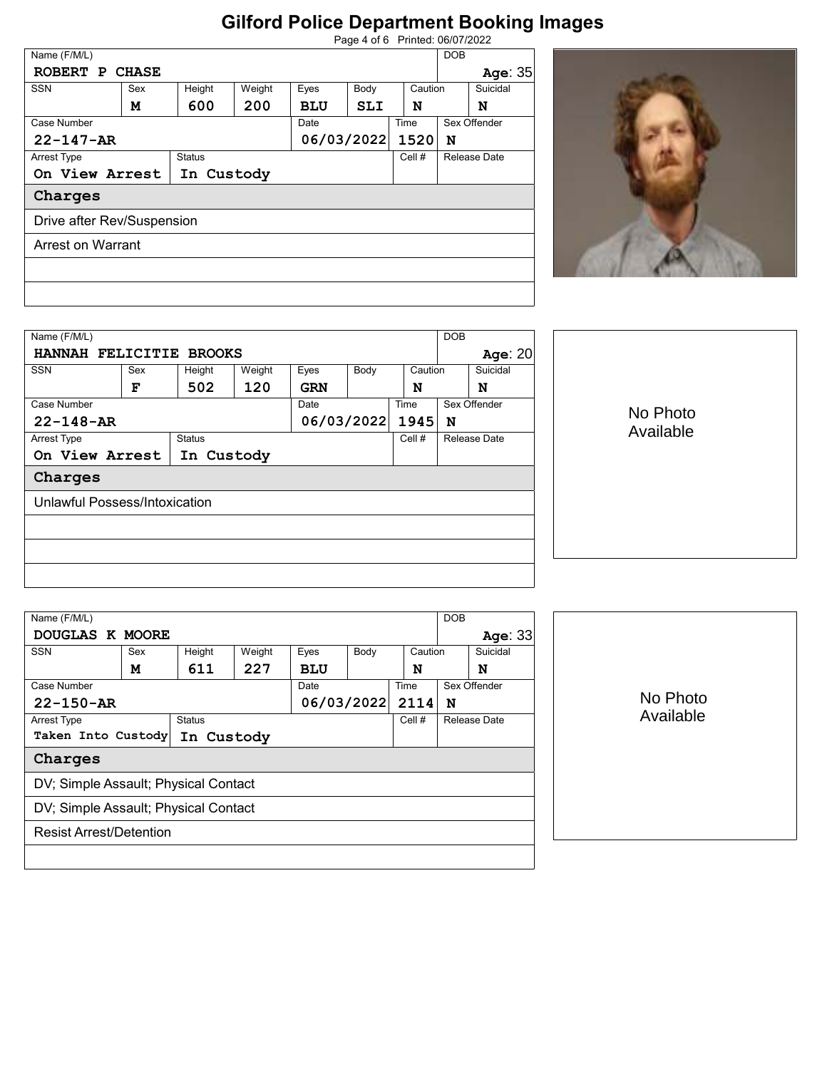# Gilford Police Department Booking Images

| Name (F/M/L) | | | | | | | DOB |
|---|---|---|---|---|---|---|---|
| **ROBERT P CHASE** | | | | | | | **Age**: 35 |
| **SSN** | **Sex** | **Height** | **Weight** | **Eyes** | **Body** | **Caution** | **Suicidal** |
| | M | 600 | 200 | BLU | SLI | N | N |
| **Case Number** | | | | **Date** | **Time** | **Sex Offender** | |
| 22-147-AR | | | | 06/03/2022 | 1520 | N | |
| **Arrest Type** | **Status** | | | | **Cell #** | **Release Date** | |
| On View Arrest | In Custody | | | | | | |

**Charges**

- Drive after Rev/Suspension
- Arrest on Warrant

| Name (F/M/L) | | | | | | | DOB |
|---|---|---|---|---|---|---|---|
| **HANNAH FELICITIE BROOKS** | | | | | | | **Age**: 20 |
| **SSN** | **Sex** | **Height** | **Weight** | **Eyes** | **Body** | **Caution** | **Suicidal** |
| | F | 502 | 120 | GRN | | N | N |
| **Case Number** | | | | **Date** | **Time** | **Sex Offender** | |
| 22-148-AR | | | | 06/03/2022 | 1945 | N | |
| **Arrest Type** | **Status** | | | | **Cell #** | **Release Date** | |
| On View Arrest | In Custody | | | | | | |

No Photo Available

**Charges**

- Unlawful Possess/Intoxication

| Name (F/M/L) | | | | | | | DOB |
|---|---|---|---|---|---|---|---|
| **DOUGLAS K MOORE** | | | | | | | **Age**: 33 |
| **SSN** | **Sex** | **Height** | **Weight** | **Eyes** | **Body** | **Caution** | **Suicidal** |
| | M | 611 | 227 | BLU | | N | N |
| **Case Number** | | | | **Date** | **Time** | **Sex Offender** | |
| 22-150-AR | | | | 06/03/2022 | 2114 | N | |
| **Arrest Type** | **Status** | | | | **Cell #** | **Release Date** | |
| Taken Into Custody | In Custody | | | | | | |

No Photo Available

**Charges**

- DV; Simple Assault; Physical Contact
- DV; Simple Assault; Physical Contact
- Resist Arrest/Detention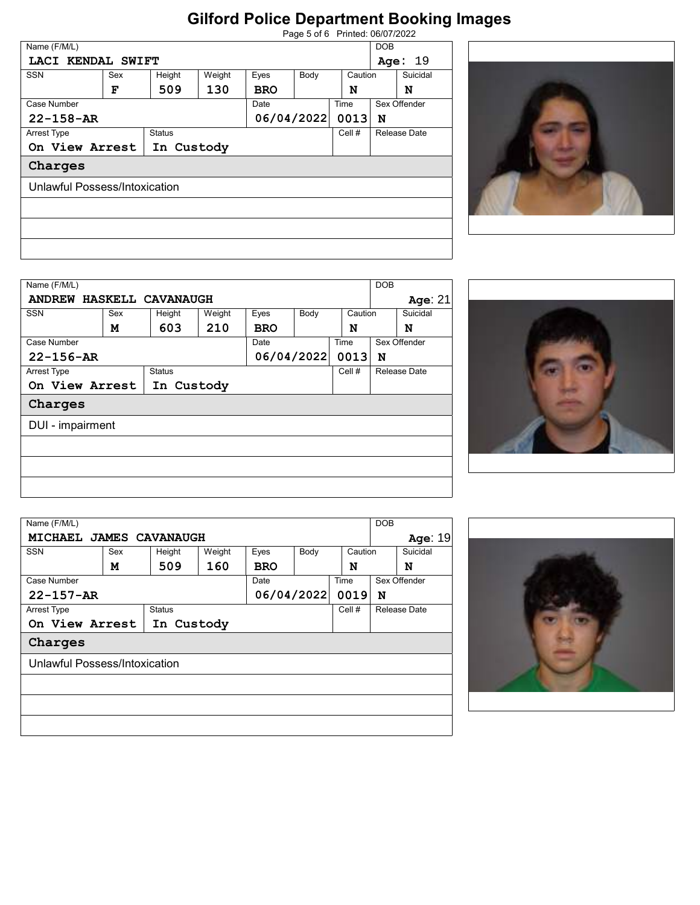# Gilford Police Department Booking Images

Printed: 06/07/2022

| Name (F/M/L) | | | | | | | DOB | |
|---|---|---|---|---|---|---|---|---|
| LACI KENDAL SWIFT | | | | | | | Age: 19 | |
| SSN | Sex | Height | Weight | Eyes | Body | Caution | | Suicidal |
| | F | 509 | 130 | BRO | | N | | N |
| Case Number | | | | Date | | Time | Sex Offender | |
| 22-158-AR | | | | 06/04/2022 | | 0013 | N | |
| Arrest Type | | Status | | | | Cell # | Release Date | |
| On View Arrest | | In Custody | | | | | | |

**Charges**

Unlawful Possess/Intoxication

| Name (F/M/L) | | | | | | | DOB | |
|---|---|---|---|---|---|---|---|---|
| ANDREW HASKELL CAVANAUGH | | | | | | | Age: 21 | |
| SSN | Sex | Height | Weight | Eyes | Body | Caution | | Suicidal |
| | M | 603 | 210 | BRO | | N | | N |
| Case Number | | | | Date | | Time | Sex Offender | |
| 22-156-AR | | | | 06/04/2022 | | 0013 | N | |
| Arrest Type | | Status | | | | Cell # | Release Date | |
| On View Arrest | | In Custody | | | | | | |

**Charges**

DUI - impairment

| Name (F/M/L) | | | | | | | DOB | |
|---|---|---|---|---|---|---|---|---|
| MICHAEL JAMES CAVANAUGH | | | | | | | Age: 19 | |
| SSN | Sex | Height | Weight | Eyes | Body | Caution | | Suicidal |
| | M | 509 | 160 | BRO | | N | | N |
| Case Number | | | | Date | | Time | Sex Offender | |
| 22-157-AR | | | | 06/04/2022 | | 0019 | N | |
| Arrest Type | | Status | | | | Cell # | Release Date | |
| On View Arrest | | In Custody | | | | | | |

**Charges**

Unlawful Possess/Intoxication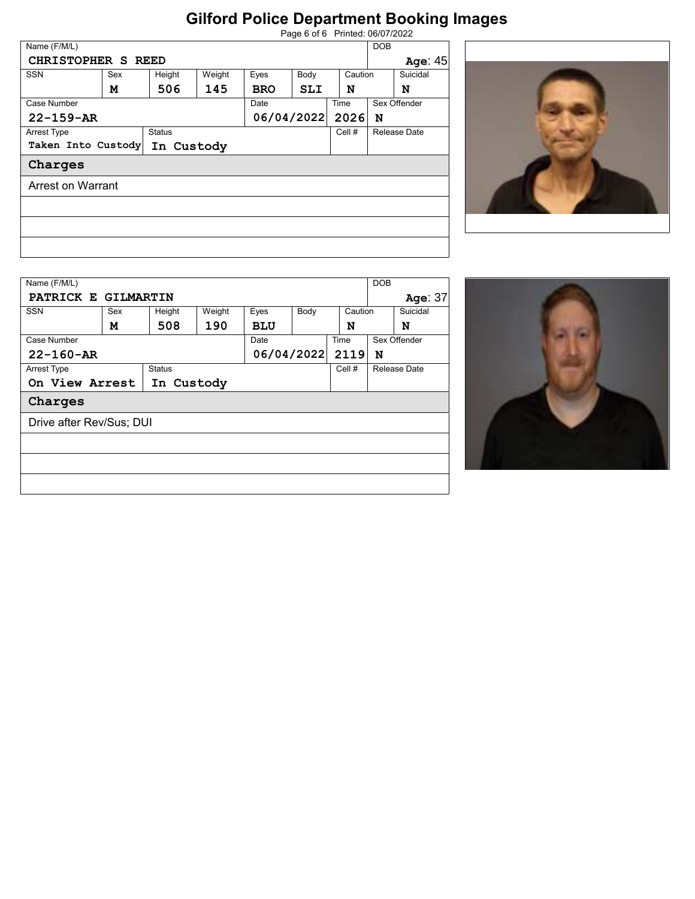# Gilford Police Department Booking Images

Printed: 06/07/2022

| Name (F/M/L) | | | | | | | DOB | |
|---|---|---|---|---|---|---|---|---|
| CHRISTOPHER S REED | | | | | | | | Age: 45 |
| SSN | Sex | Height | Weight | Eyes | Body | Caution | | Suicidal |
| | M | 506 | 145 | BRO | SLI | N | | N |
| Case Number | | | | Date | | Time | Sex Offender | |
| 22-159-AR | | | | 06/04/2022 | | 2026 | N | |
| Arrest Type | Status | | | | | Cell # | Release Date | |
| Taken Into Custody | In Custody | | | | | | | |
| **Charges** | | | | | | | | |
| Arrest on Warrant | | | | | | | | |

| Name (F/M/L) | | | | | | | DOB | |
|---|---|---|---|---|---|---|---|---|
| PATRICK E GILMARTIN | | | | | | | | Age: 37 |
| SSN | Sex | Height | Weight | Eyes | Body | Caution | | Suicidal |
| | M | 508 | 190 | BLU | | N | | N |
| Case Number | | | | Date | | Time | Sex Offender | |
| 22-160-AR | | | | 06/04/2022 | | 2119 | N | |
| Arrest Type | Status | | | | | Cell # | Release Date | |
| On View Arrest | In Custody | | | | | | | |
| **Charges** | | | | | | | | |
| Drive after Rev/Sus; DUI | | | | | | | | |